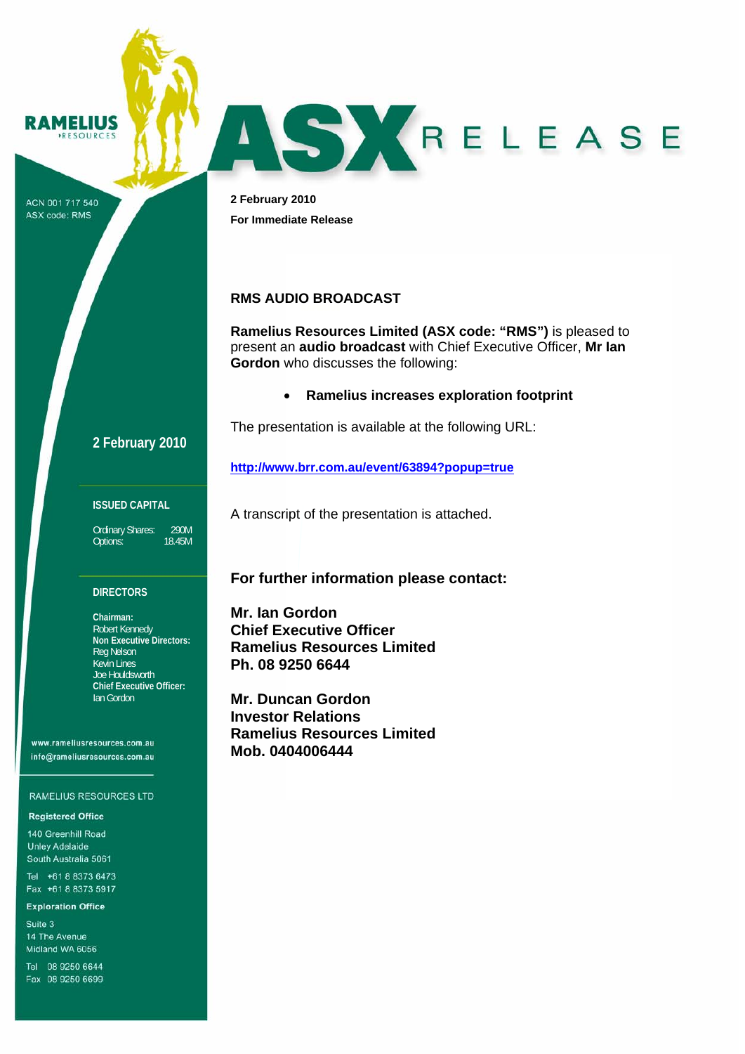RAMELIUS RESOURCES

ACN 001 717 540
ASX code: RMS

# ASX RELEASE

**2 February 2010**

**For Immediate Release**

## RMS AUDIO BROADCAST

**Ramelius Resources Limited (ASX code: "RMS")** is pleased to present an **audio broadcast** with Chief Executive Officer, **Mr Ian Gordon** who discusses the following:

- **Ramelius increases exploration footprint**

The presentation is available at the following URL:

**http://www.brr.com.au/event/63894?popup=true**

A transcript of the presentation is attached.

### For further information please contact:

**Mr. Ian Gordon**
**Chief Executive Officer**
**Ramelius Resources Limited**
**Ph. 08 9250 6644**

**Mr. Duncan Gordon**
**Investor Relations**
**Ramelius Resources Limited**
**Mob. 0404006444**

---

**2 February 2010**

**ISSUED CAPITAL**

| | |
|---|---|
| Ordinary Shares: | 290M |
| Options: | 18.45M |

**DIRECTORS**

**Chairman:**
Robert Kennedy
**Non Executive Directors:**
Reg Nelson
Kevin Lines
Joe Houldsworth
**Chief Executive Officer:**
Ian Gordon

www.rameliusresources.com.au
info@rameliusresources.com.au

RAMELIUS RESOURCES LTD

**Registered Office**
140 Greenhill Road
Unley Adelaide
South Australia 5061

Tel +61 8 8373 6473
Fax +61 8 8373 5917

**Exploration Office**
Suite 3
14 The Avenue
Midland WA 6056

Tel 08 9250 6644
Fax 08 9250 6699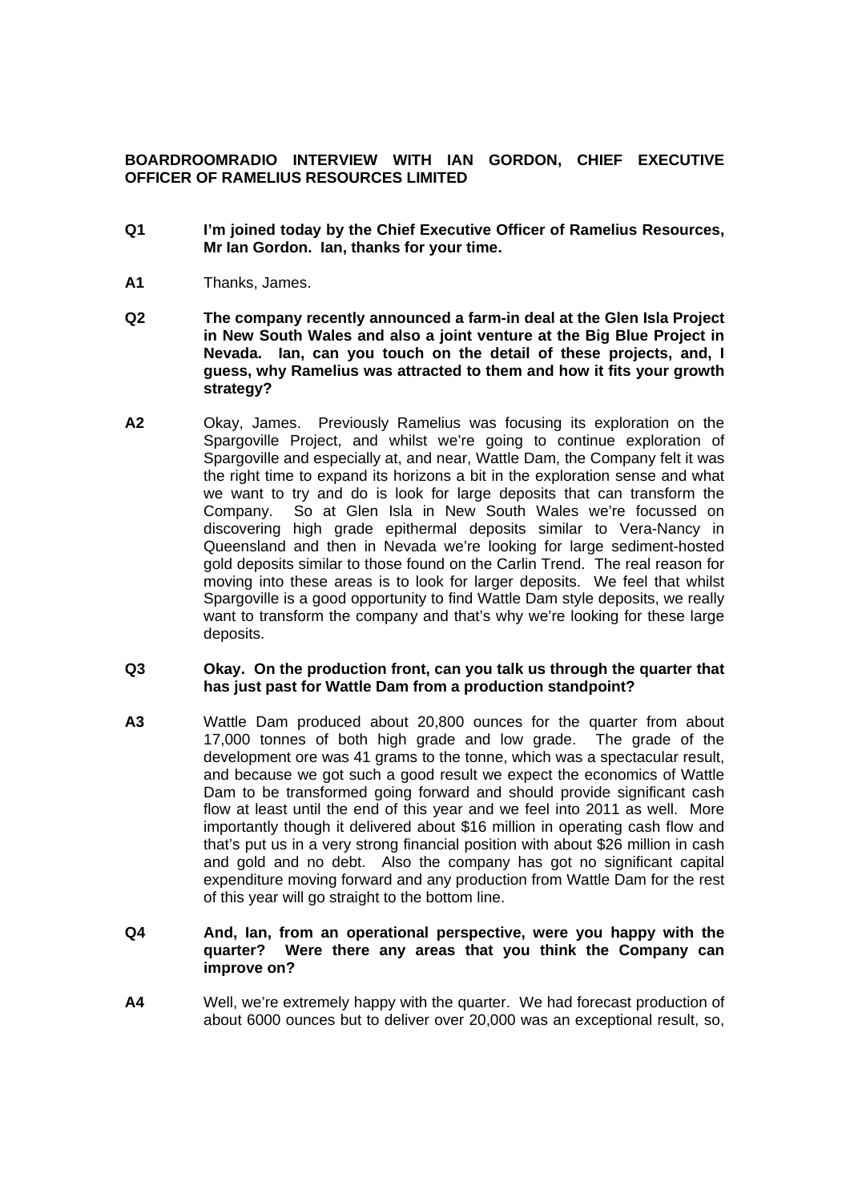**BOARDROOMRADIO INTERVIEW WITH IAN GORDON, CHIEF EXECUTIVE OFFICER OF RAMELIUS RESOURCES LIMITED**

**Q1** **I'm joined today by the Chief Executive Officer of Ramelius Resources, Mr Ian Gordon. Ian, thanks for your time.**

**A1** Thanks, James.

**Q2** **The company recently announced a farm-in deal at the Glen Isla Project in New South Wales and also a joint venture at the Big Blue Project in Nevada. Ian, can you touch on the detail of these projects, and, I guess, why Ramelius was attracted to them and how it fits your growth strategy?**

**A2** Okay, James. Previously Ramelius was focusing its exploration on the Spargoville Project, and whilst we're going to continue exploration of Spargoville and especially at, and near, Wattle Dam, the Company felt it was the right time to expand its horizons a bit in the exploration sense and what we want to try and do is look for large deposits that can transform the Company. So at Glen Isla in New South Wales we're focussed on discovering high grade epithermal deposits similar to Vera-Nancy in Queensland and then in Nevada we're looking for large sediment-hosted gold deposits similar to those found on the Carlin Trend. The real reason for moving into these areas is to look for larger deposits. We feel that whilst Spargoville is a good opportunity to find Wattle Dam style deposits, we really want to transform the company and that's why we're looking for these large deposits.

**Q3** **Okay. On the production front, can you talk us through the quarter that has just past for Wattle Dam from a production standpoint?**

**A3** Wattle Dam produced about 20,800 ounces for the quarter from about 17,000 tonnes of both high grade and low grade. The grade of the development ore was 41 grams to the tonne, which was a spectacular result, and because we got such a good result we expect the economics of Wattle Dam to be transformed going forward and should provide significant cash flow at least until the end of this year and we feel into 2011 as well. More importantly though it delivered about $16 million in operating cash flow and that's put us in a very strong financial position with about $26 million in cash and gold and no debt. Also the company has got no significant capital expenditure moving forward and any production from Wattle Dam for the rest of this year will go straight to the bottom line.

**Q4** **And, Ian, from an operational perspective, were you happy with the quarter? Were there any areas that you think the Company can improve on?**

**A4** Well, we're extremely happy with the quarter. We had forecast production of about 6000 ounces but to deliver over 20,000 was an exceptional result, so,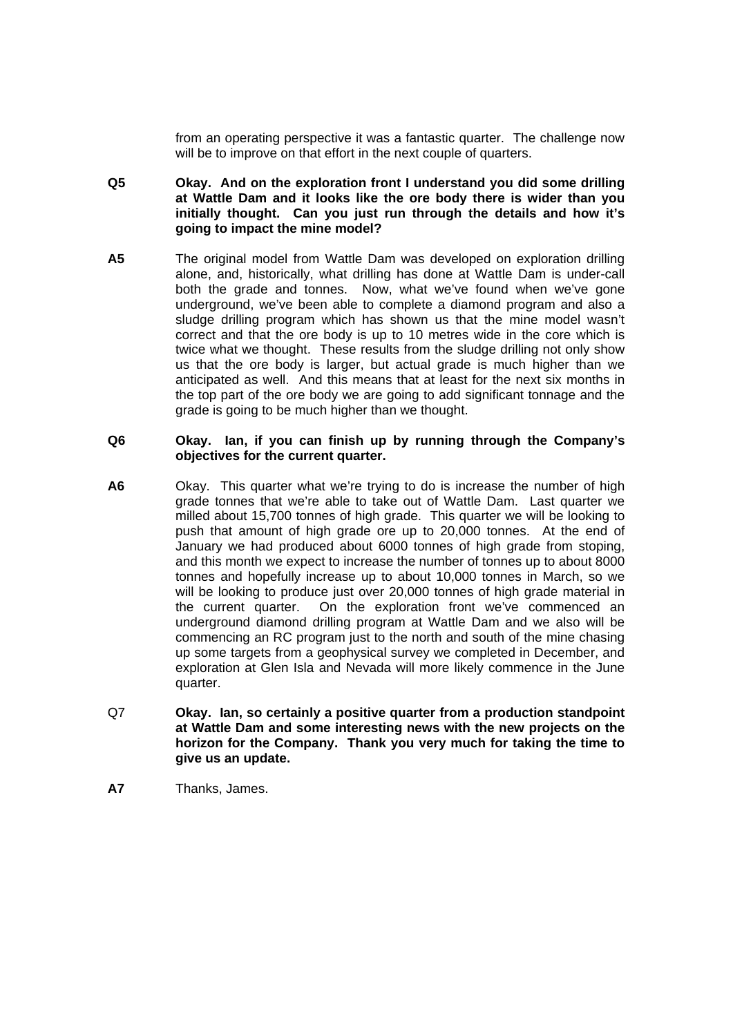from an operating perspective it was a fantastic quarter. The challenge now will be to improve on that effort in the next couple of quarters.

**Q5** **Okay. And on the exploration front I understand you did some drilling at Wattle Dam and it looks like the ore body there is wider than you initially thought. Can you just run through the details and how it's going to impact the mine model?**

**A5** The original model from Wattle Dam was developed on exploration drilling alone, and, historically, what drilling has done at Wattle Dam is under-call both the grade and tonnes. Now, what we've found when we've gone underground, we've been able to complete a diamond program and also a sludge drilling program which has shown us that the mine model wasn't correct and that the ore body is up to 10 metres wide in the core which is twice what we thought. These results from the sludge drilling not only show us that the ore body is larger, but actual grade is much higher than we anticipated as well. And this means that at least for the next six months in the top part of the ore body we are going to add significant tonnage and the grade is going to be much higher than we thought.

**Q6** **Okay. Ian, if you can finish up by running through the Company's objectives for the current quarter.**

**A6** Okay. This quarter what we're trying to do is increase the number of high grade tonnes that we're able to take out of Wattle Dam. Last quarter we milled about 15,700 tonnes of high grade. This quarter we will be looking to push that amount of high grade ore up to 20,000 tonnes. At the end of January we had produced about 6000 tonnes of high grade from stoping, and this month we expect to increase the number of tonnes up to about 8000 tonnes and hopefully increase up to about 10,000 tonnes in March, so we will be looking to produce just over 20,000 tonnes of high grade material in the current quarter. On the exploration front we've commenced an underground diamond drilling program at Wattle Dam and we also will be commencing an RC program just to the north and south of the mine chasing up some targets from a geophysical survey we completed in December, and exploration at Glen Isla and Nevada will more likely commence in the June quarter.

Q7 **Okay. Ian, so certainly a positive quarter from a production standpoint at Wattle Dam and some interesting news with the new projects on the horizon for the Company. Thank you very much for taking the time to give us an update.**

**A7** Thanks, James.